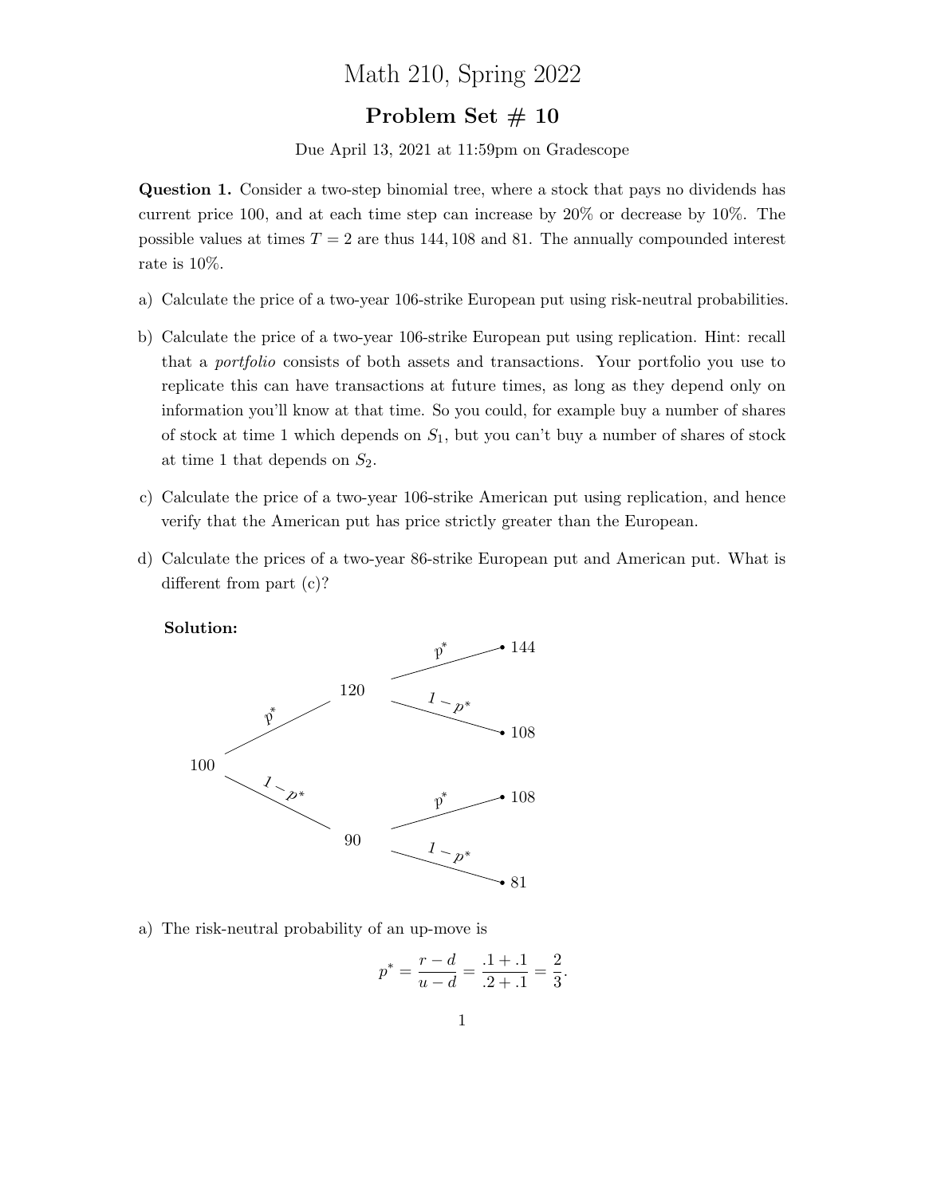# Math 210, Spring 2022

## Problem Set # 10

Due April 13, 2021 at 11:59pm on Gradescope

**Question 1.** Consider a two-step binomial tree, where a stock that pays no dividends has current price 100, and at each time step can increase by 20% or decrease by 10%. The possible values at times $T = 2$ are thus 144, 108 and 81. The annually compounded interest rate is 10%.

a) Calculate the price of a two-year 106-strike European put using risk-neutral probabilities.

b) Calculate the price of a two-year 106-strike European put using replication. Hint: recall that a *portfolio* consists of both assets and transactions. Your portfolio you use to replicate this can have transactions at future times, as long as they depend only on information you'll know at that time. So you could, for example buy a number of shares of stock at time 1 which depends on $S_1$, but you can't buy a number of shares of stock at time 1 that depends on $S_2$.

c) Calculate the price of a two-year 106-strike American put using replication, and hence verify that the American put has price strictly greater than the European.

d) Calculate the prices of a two-year 86-strike European put and American put. What is different from part (c)?

**Solution:**

$$
\begin{array}{ccccc}
 & & & \xrightarrow{p^*} & 144 \\
 & & 120 & & \\
 & \overset{p^*}{\nearrow} & & \xrightarrow{1-p^*} & 108 \\
100 & & & & \\
 & \underset{1-p^*}{\searrow} & & \xrightarrow{p^*} & 108 \\
 & & 90 & & \\
 & & & \xrightarrow{1-p^*} & 81
\end{array}
$$

a) The risk-neutral probability of an up-move is

$$p^* = \frac{r - d}{u - d} = \frac{.1 + .1}{.2 + .1} = \frac{2}{3}.$$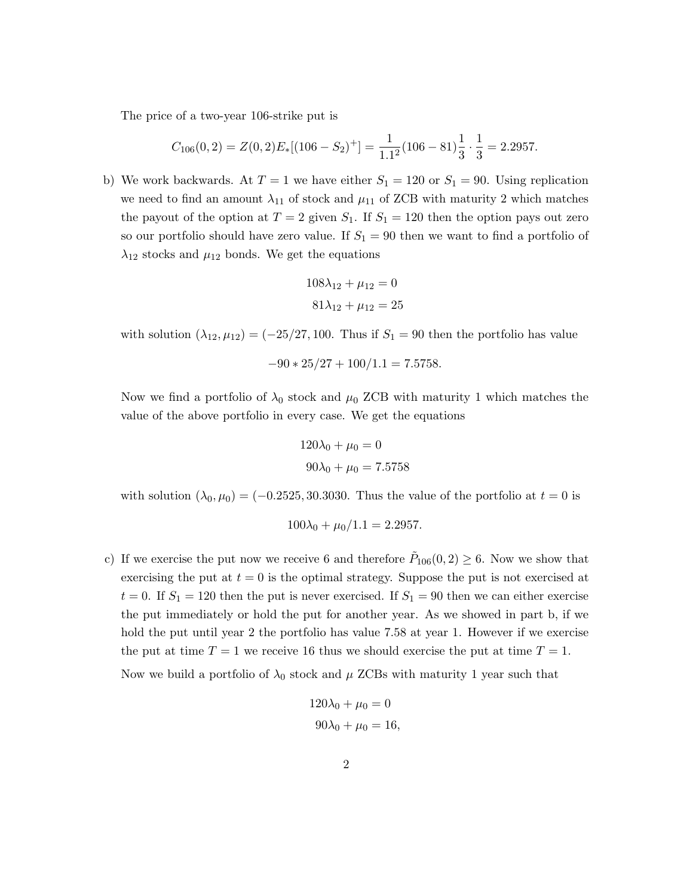The price of a two-year 106-strike put is

$$C_{106}(0,2) = Z(0,2)E_*[(106 - S_2)^+] = \frac{1}{1.1^2}(106 - 81)\frac{1}{3} \cdot \frac{1}{3} = 2.2957.$$

b) We work backwards. At $T = 1$ we have either $S_1 = 120$ or $S_1 = 90$. Using replication we need to find an amount $\lambda_{11}$ of stock and $\mu_{11}$ of ZCB with maturity 2 which matches the payout of the option at $T = 2$ given $S_1$. If $S_1 = 120$ then the option pays out zero so our portfolio should have zero value. If $S_1 = 90$ then we want to find a portfolio of $\lambda_{12}$ stocks and $\mu_{12}$ bonds. We get the equations

$$108\lambda_{12} + \mu_{12} = 0$$
$$81\lambda_{12} + \mu_{12} = 25$$

with solution $(\lambda_{12}, \mu_{12}) = (-25/27, 100$. Thus if $S_1 = 90$ then the portfolio has value

$$-90 * 25/27 + 100/1.1 = 7.5758.$$

Now we find a portfolio of $\lambda_0$ stock and $\mu_0$ ZCB with maturity 1 which matches the value of the above portfolio in every case. We get the equations

$$120\lambda_0 + \mu_0 = 0$$
$$90\lambda_0 + \mu_0 = 7.5758$$

with solution $(\lambda_0, \mu_0) = (-0.2525, 30.3030$. Thus the value of the portfolio at $t = 0$ is

$$100\lambda_0 + \mu_0/1.1 = 2.2957.$$

c) If we exercise the put now we receive 6 and therefore $\tilde{P}_{106}(0,2) \geq 6$. Now we show that exercising the put at $t = 0$ is the optimal strategy. Suppose the put is not exercised at $t = 0$. If $S_1 = 120$ then the put is never exercised. If $S_1 = 90$ then we can either exercise the put immediately or hold the put for another year. As we showed in part b, if we hold the put until year 2 the portfolio has value 7.58 at year 1. However if we exercise the put at time $T = 1$ we receive 16 thus we should exercise the put at time $T = 1$.

Now we build a portfolio of $\lambda_0$ stock and $\mu$ ZCBs with maturity 1 year such that

$$120\lambda_0 + \mu_0 = 0$$
$$90\lambda_0 + \mu_0 = 16,$$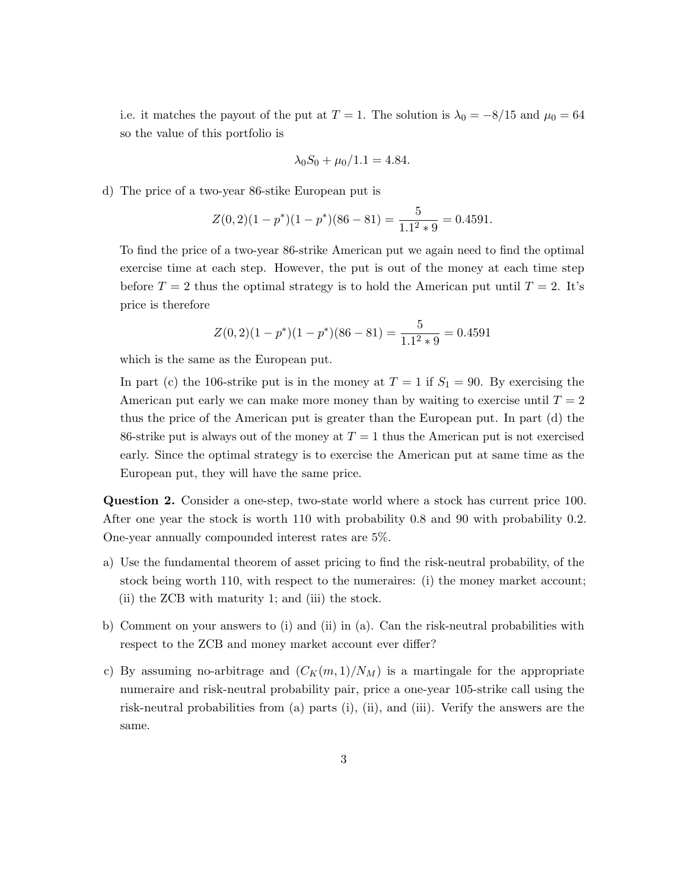i.e. it matches the payout of the put at $T = 1$. The solution is $\lambda_0 = -8/15$ and $\mu_0 = 64$ so the value of this portfolio is

$$\lambda_0 S_0 + \mu_0/1.1 = 4.84.$$

d) The price of a two-year 86-stike European put is

$$Z(0,2)(1-p^*)(1-p^*)(86-81) = \frac{5}{1.1^2 * 9} = 0.4591.$$

To find the price of a two-year 86-strike American put we again need to find the optimal exercise time at each step. However, the put is out of the money at each time step before $T = 2$ thus the optimal strategy is to hold the American put until $T = 2$. It's price is therefore

$$Z(0,2)(1-p^*)(1-p^*)(86-81) = \frac{5}{1.1^2 * 9} = 0.4591$$

which is the same as the European put.

In part (c) the 106-strike put is in the money at $T = 1$ if $S_1 = 90$. By exercising the American put early we can make more money than by waiting to exercise until $T = 2$ thus the price of the American put is greater than the European put. In part (d) the 86-strike put is always out of the money at $T = 1$ thus the American put is not exercised early. Since the optimal strategy is to exercise the American put at same time as the European put, they will have the same price.

**Question 2.** Consider a one-step, two-state world where a stock has current price 100. After one year the stock is worth 110 with probability 0.8 and 90 with probability 0.2. One-year annually compounded interest rates are 5%.

a) Use the fundamental theorem of asset pricing to find the risk-neutral probability, of the stock being worth 110, with respect to the numeraires: (i) the money market account; (ii) the ZCB with maturity 1; and (iii) the stock.

b) Comment on your answers to (i) and (ii) in (a). Can the risk-neutral probabilities with respect to the ZCB and money market account ever differ?

c) By assuming no-arbitrage and $(C_K(m,1)/N_M)$ is a martingale for the appropriate numeraire and risk-neutral probability pair, price a one-year 105-strike call using the risk-neutral probabilities from (a) parts (i), (ii), and (iii). Verify the answers are the same.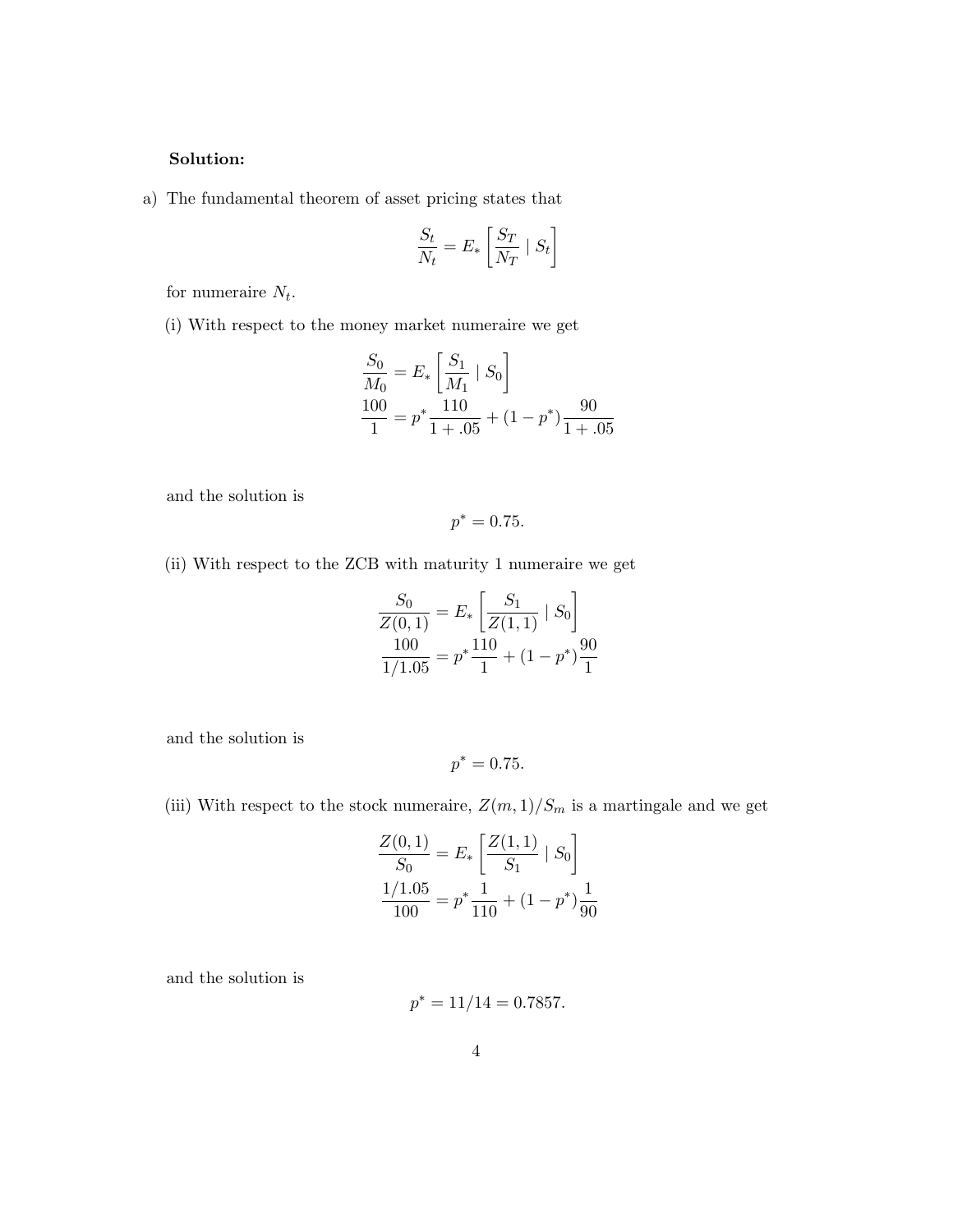**Solution:**

a) The fundamental theorem of asset pricing states that

$$\frac{S_t}{N_t} = E_* \left[ \frac{S_T}{N_T} \mid S_t \right]$$

for numeraire $N_t$.

(i) With respect to the money market numeraire we get

$$\frac{S_0}{M_0} = E_* \left[ \frac{S_1}{M_1} \mid S_0 \right]$$
$$\frac{100}{1} = p^* \frac{110}{1+.05} + (1-p^*) \frac{90}{1+.05}$$

and the solution is

$$p^* = 0.75.$$

(ii) With respect to the ZCB with maturity 1 numeraire we get

$$\frac{S_0}{Z(0,1)} = E_* \left[ \frac{S_1}{Z(1,1)} \mid S_0 \right]$$
$$\frac{100}{1/1.05} = p^* \frac{110}{1} + (1-p^*) \frac{90}{1}$$

and the solution is

$$p^* = 0.75.$$

(iii) With respect to the stock numeraire, $Z(m,1)/S_m$ is a martingale and we get

$$\frac{Z(0,1)}{S_0} = E_* \left[ \frac{Z(1,1)}{S_1} \mid S_0 \right]$$
$$\frac{1/1.05}{100} = p^* \frac{1}{110} + (1-p^*) \frac{1}{90}$$

and the solution is

$$p^* = 11/14 = 0.7857.$$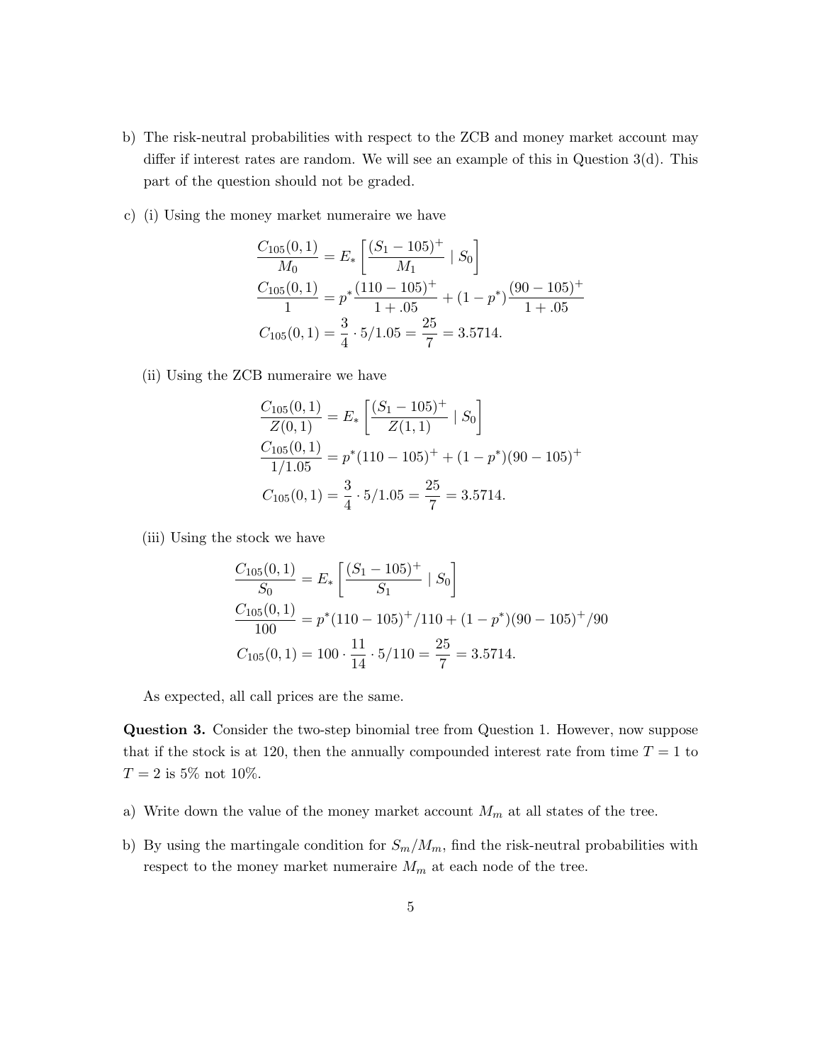b) The risk-neutral probabilities with respect to the ZCB and money market account may differ if interest rates are random. We will see an example of this in Question 3(d). This part of the question should not be graded.

c) (i) Using the money market numeraire we have

$$\frac{C_{105}(0,1)}{M_0} = E_*\left[\frac{(S_1 - 105)^+}{M_1} \mid S_0\right]$$

$$\frac{C_{105}(0,1)}{1} = p^* \frac{(110-105)^+}{1+.05} + (1-p^*)\frac{(90-105)^+}{1+.05}$$

$$C_{105}(0,1) = \frac{3}{4} \cdot 5/1.05 = \frac{25}{7} = 3.5714.$$

(ii) Using the ZCB numeraire we have

$$\frac{C_{105}(0,1)}{Z(0,1)} = E_*\left[\frac{(S_1 - 105)^+}{Z(1,1)} \mid S_0\right]$$

$$\frac{C_{105}(0,1)}{1/1.05} = p^*(110-105)^+ + (1-p^*)(90-105)^+$$

$$C_{105}(0,1) = \frac{3}{4} \cdot 5/1.05 = \frac{25}{7} = 3.5714.$$

(iii) Using the stock we have

$$\frac{C_{105}(0,1)}{S_0} = E_*\left[\frac{(S_1 - 105)^+}{S_1} \mid S_0\right]$$

$$\frac{C_{105}(0,1)}{100} = p^*(110-105)^+/110 + (1-p^*)(90-105)^+/90$$

$$C_{105}(0,1) = 100 \cdot \frac{11}{14} \cdot 5/110 = \frac{25}{7} = 3.5714.$$

As expected, all call prices are the same.

**Question 3.** Consider the two-step binomial tree from Question 1. However, now suppose that if the stock is at 120, then the annually compounded interest rate from time $T = 1$ to $T = 2$ is 5% not 10%.

a) Write down the value of the money market account $M_m$ at all states of the tree.

b) By using the martingale condition for $S_m/M_m$, find the risk-neutral probabilities with respect to the money market numeraire $M_m$ at each node of the tree.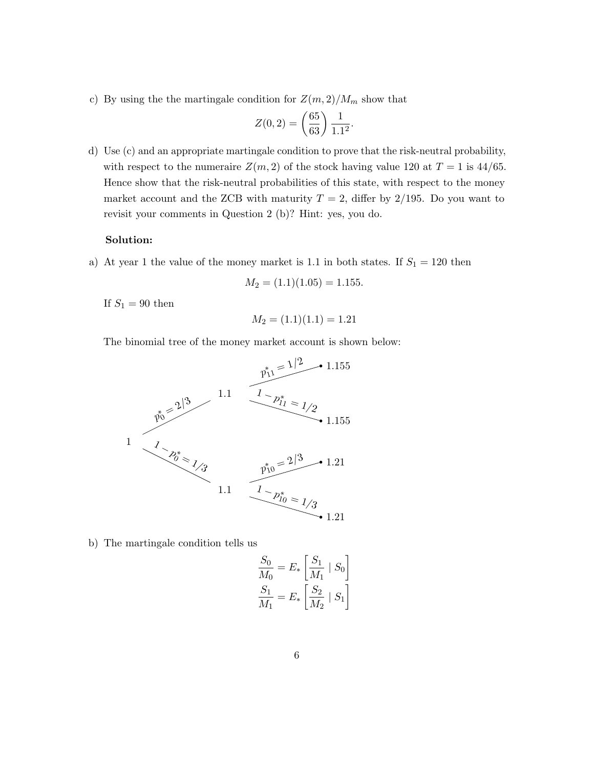c) By using the the martingale condition for $Z(m, 2)/M_m$ show that

$$Z(0, 2) = \left(\frac{65}{63}\right) \frac{1}{1.1^2}.$$

d) Use (c) and an appropriate martingale condition to prove that the risk-neutral probability, with respect to the numeraire $Z(m, 2)$ of the stock having value 120 at $T = 1$ is $44/65$. Hence show that the risk-neutral probabilities of this state, with respect to the money market account and the ZCB with maturity $T = 2$, differ by $2/195$. Do you want to revisit your comments in Question 2 (b)? Hint: yes, you do.

**Solution:**

a) At year 1 the value of the money market is 1.1 in both states. If $S_1 = 120$ then

$$M_2 = (1.1)(1.05) = 1.155.$$

If $S_1 = 90$ then

$$M_2 = (1.1)(1.1) = 1.21$$

The binomial tree of the money market account is shown below:

- $1 \xrightarrow{p_0^* = 2/3} 1.1$
  - $1.1 \xrightarrow{p_{11}^* = 1/2} 1.155$
  - $1.1 \xrightarrow{1 - p_{11}^* = 1/2} 1.155$
- $1 \xrightarrow{1 - p_0^* = 1/3} 1.1$
  - $1.1 \xrightarrow{p_{10}^* = 2/3} 1.21$
  - $1.1 \xrightarrow{1 - p_{10}^* = 1/3} 1.21$

b) The martingale condition tells us

$$\frac{S_0}{M_0} = E_* \left[ \frac{S_1}{M_1} \mid S_0 \right]$$

$$\frac{S_1}{M_1} = E_* \left[ \frac{S_2}{M_2} \mid S_1 \right]$$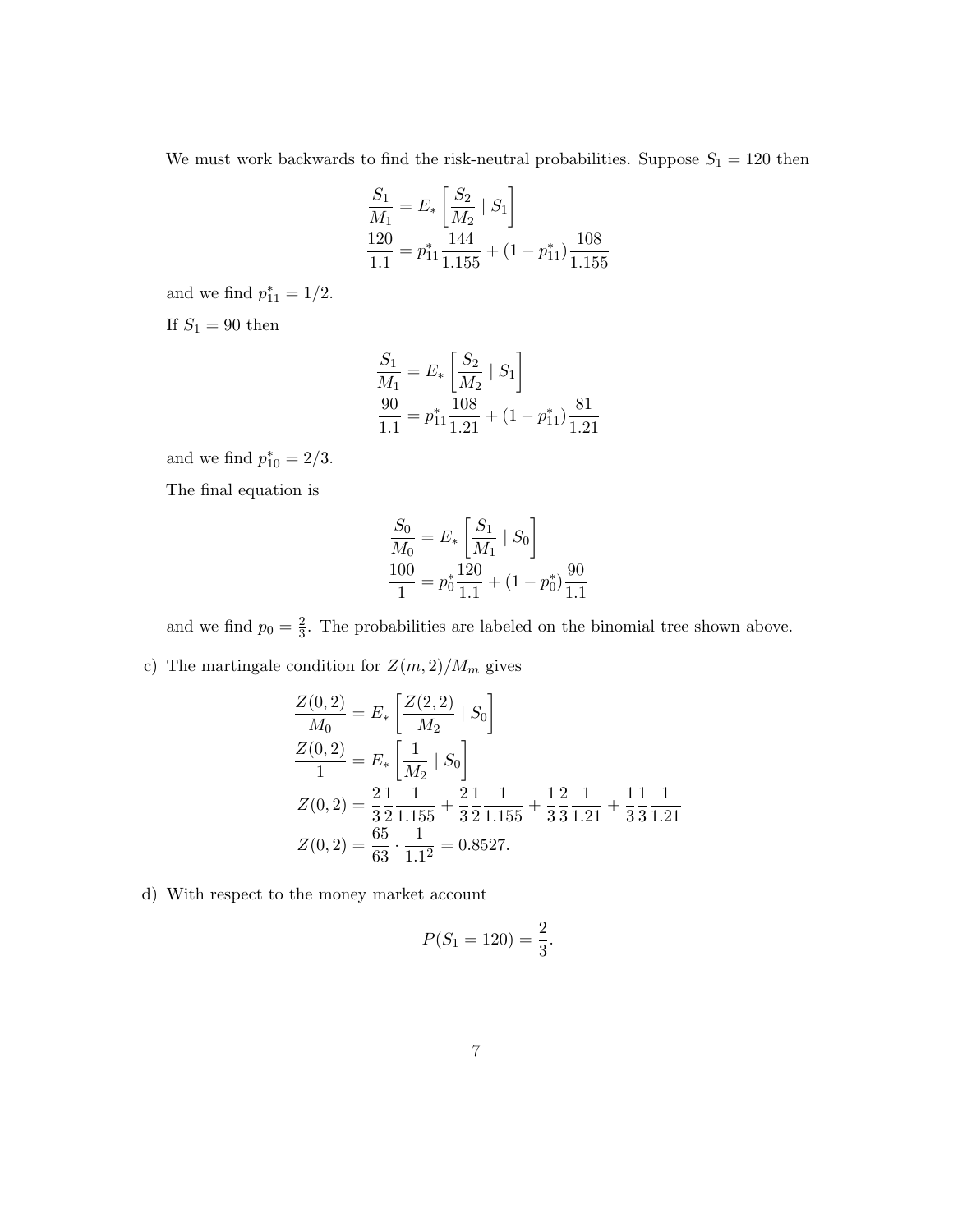We must work backwards to find the risk-neutral probabilities. Suppose $S_1 = 120$ then

$$\frac{S_1}{M_1} = E_*\left[\frac{S_2}{M_2} \mid S_1\right]$$
$$\frac{120}{1.1} = p^*_{11}\frac{144}{1.155} + (1 - p^*_{11})\frac{108}{1.155}$$

and we find $p^*_{11} = 1/2$.

If $S_1 = 90$ then

$$\frac{S_1}{M_1} = E_*\left[\frac{S_2}{M_2} \mid S_1\right]$$
$$\frac{90}{1.1} = p^*_{11}\frac{108}{1.21} + (1 - p^*_{11})\frac{81}{1.21}$$

and we find $p^*_{10} = 2/3$.

The final equation is

$$\frac{S_0}{M_0} = E_*\left[\frac{S_1}{M_1} \mid S_0\right]$$
$$\frac{100}{1} = p^*_0\frac{120}{1.1} + (1 - p^*_0)\frac{90}{1.1}$$

and we find $p_0 = \frac{2}{3}$. The probabilities are labeled on the binomial tree shown above.

c) The martingale condition for $Z(m, 2)/M_m$ gives

$$\frac{Z(0,2)}{M_0} = E_*\left[\frac{Z(2,2)}{M_2} \mid S_0\right]$$
$$\frac{Z(0,2)}{1} = E_*\left[\frac{1}{M_2} \mid S_0\right]$$
$$Z(0,2) = \frac{2}{3}\frac{1}{2}\frac{1}{1.155} + \frac{2}{3}\frac{1}{2}\frac{1}{1.155} + \frac{1}{3}\frac{2}{3}\frac{1}{1.21} + \frac{1}{3}\frac{1}{3}\frac{1}{1.21}$$
$$Z(0,2) = \frac{65}{63} \cdot \frac{1}{1.1^2} = 0.8527.$$

d) With respect to the money market account

$$P(S_1 = 120) = \frac{2}{3}.$$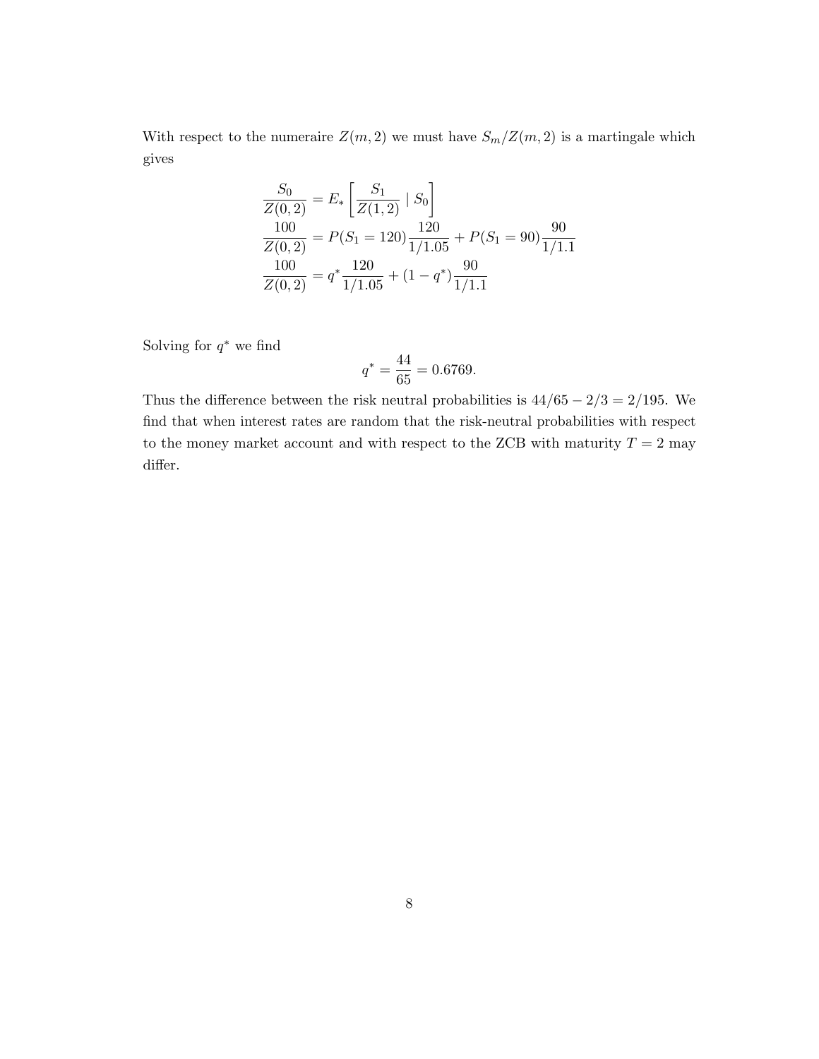With respect to the numeraire $Z(m, 2)$ we must have $S_m/Z(m, 2)$ is a martingale which gives

$$
\begin{aligned}
\frac{S_0}{Z(0,2)} &= E_* \left[ \frac{S_1}{Z(1,2)} \mid S_0 \right] \\
\frac{100}{Z(0,2)} &= P(S_1 = 120) \frac{120}{1/1.05} + P(S_1 = 90) \frac{90}{1/1.1} \\
\frac{100}{Z(0,2)} &= q^* \frac{120}{1/1.05} + (1 - q^*) \frac{90}{1/1.1}
\end{aligned}
$$

Solving for $q^*$ we find

$$
q^* = \frac{44}{65} = 0.6769.
$$

Thus the difference between the risk neutral probabilities is $44/65 - 2/3 = 2/195$. We find that when interest rates are random that the risk-neutral probabilities with respect to the money market account and with respect to the ZCB with maturity $T = 2$ may differ.